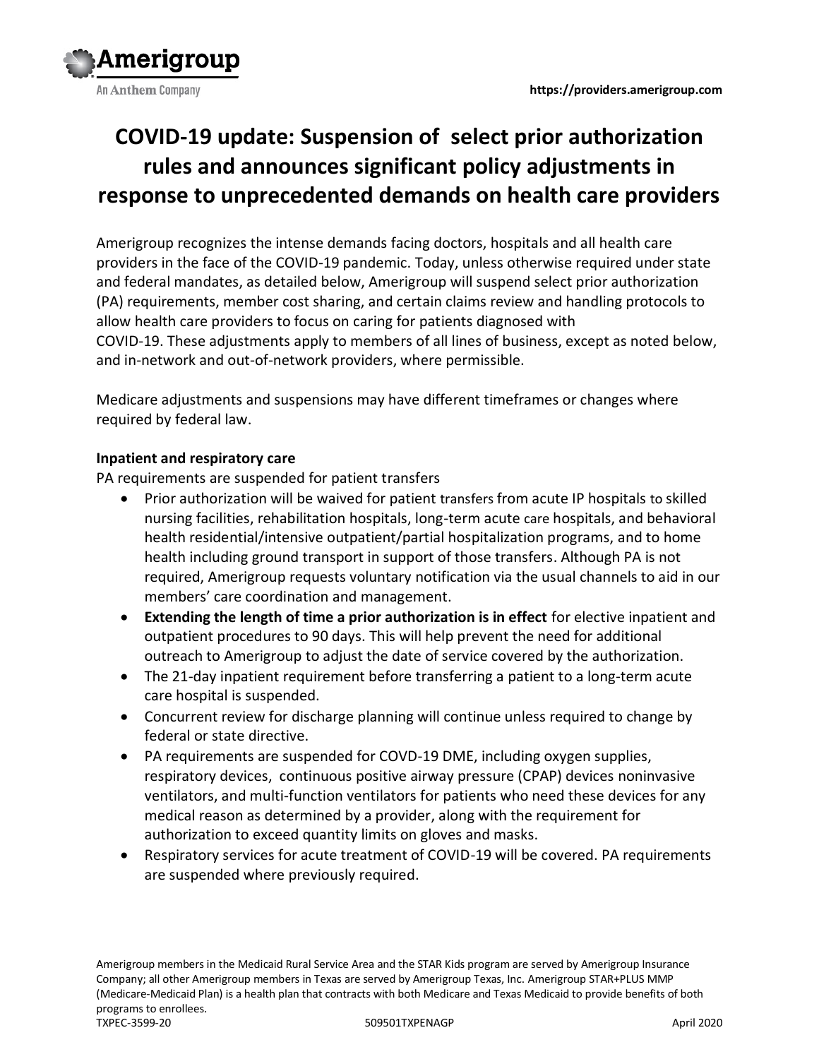# COVID-19 update: Suspension of select prior authorization rules and announces significant policy adjustments in response to unprecedented demands on health care providers

Amerigroup recognizes the intense demands facing doctors, hospitals and all health care providers in the face of the COVID-19 pandemic. Today, unless otherwise required under state and federal mandates, as detailed below, Amerigroup will suspend select prior authorization (PA) requirements, member cost sharing, and certain claims review and handling protocols to allow health care providers to focus on caring for patients diagnosed with COVID-19. These adjustments apply to members of all lines of business, except as noted below, and in-network and out-of-network providers, where permissible.

Medicare adjustments and suspensions may have different timeframes or changes where required by federal law.

**Inpatient and respiratory care**

PA requirements are suspended for patient transfers

- Prior authorization will be waived for patient transfers from acute IP hospitals to skilled nursing facilities, rehabilitation hospitals, long-term acute care hospitals, and behavioral health residential/intensive outpatient/partial hospitalization programs, and to home health including ground transport in support of those transfers. Although PA is not required, Amerigroup requests voluntary notification via the usual channels to aid in our members' care coordination and management.
- **Extending the length of time a prior authorization is in effect** for elective inpatient and outpatient procedures to 90 days. This will help prevent the need for additional outreach to Amerigroup to adjust the date of service covered by the authorization.
- The 21-day inpatient requirement before transferring a patient to a long-term acute care hospital is suspended.
- Concurrent review for discharge planning will continue unless required to change by federal or state directive.
- PA requirements are suspended for COVD-19 DME, including oxygen supplies, respiratory devices, continuous positive airway pressure (CPAP) devices noninvasive ventilators, and multi-function ventilators for patients who need these devices for any medical reason as determined by a provider, along with the requirement for authorization to exceed quantity limits on gloves and masks.
- Respiratory services for acute treatment of COVID-19 will be covered. PA requirements are suspended where previously required.

Amerigroup members in the Medicaid Rural Service Area and the STAR Kids program are served by Amerigroup Insurance Company; all other Amerigroup members in Texas are served by Amerigroup Texas, Inc. Amerigroup STAR+PLUS MMP (Medicare-Medicaid Plan) is a health plan that contracts with both Medicare and Texas Medicaid to provide benefits of both programs to enrollees.

TXPEC-3599-20 509501TXPENAGP April 2020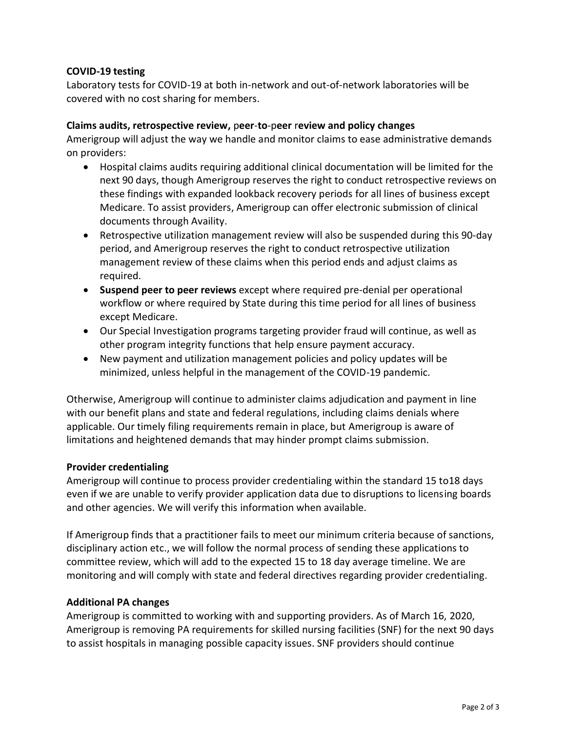**COVID-19 testing**

Laboratory tests for COVID-19 at both in-network and out-of-network laboratories will be covered with no cost sharing for members.

**Claims audits, retrospective review, peer-to-peer review and policy changes**

Amerigroup will adjust the way we handle and monitor claims to ease administrative demands on providers:

- Hospital claims audits requiring additional clinical documentation will be limited for the next 90 days, though Amerigroup reserves the right to conduct retrospective reviews on these findings with expanded lookback recovery periods for all lines of business except Medicare. To assist providers, Amerigroup can offer electronic submission of clinical documents through Availity.
- Retrospective utilization management review will also be suspended during this 90-day period, and Amerigroup reserves the right to conduct retrospective utilization management review of these claims when this period ends and adjust claims as required.
- **Suspend peer to peer reviews** except where required pre-denial per operational workflow or where required by State during this time period for all lines of business except Medicare.
- Our Special Investigation programs targeting provider fraud will continue, as well as other program integrity functions that help ensure payment accuracy.
- New payment and utilization management policies and policy updates will be minimized, unless helpful in the management of the COVID-19 pandemic.

Otherwise, Amerigroup will continue to administer claims adjudication and payment in line with our benefit plans and state and federal regulations, including claims denials where applicable. Our timely filing requirements remain in place, but Amerigroup is aware of limitations and heightened demands that may hinder prompt claims submission.

**Provider credentialing**

Amerigroup will continue to process provider credentialing within the standard 15 to18 days even if we are unable to verify provider application data due to disruptions to licensing boards and other agencies. We will verify this information when available.

If Amerigroup finds that a practitioner fails to meet our minimum criteria because of sanctions, disciplinary action etc., we will follow the normal process of sending these applications to committee review, which will add to the expected 15 to 18 day average timeline. We are monitoring and will comply with state and federal directives regarding provider credentialing.

**Additional PA changes**

Amerigroup is committed to working with and supporting providers. As of March 16, 2020, Amerigroup is removing PA requirements for skilled nursing facilities (SNF) for the next 90 days to assist hospitals in managing possible capacity issues. SNF providers should continue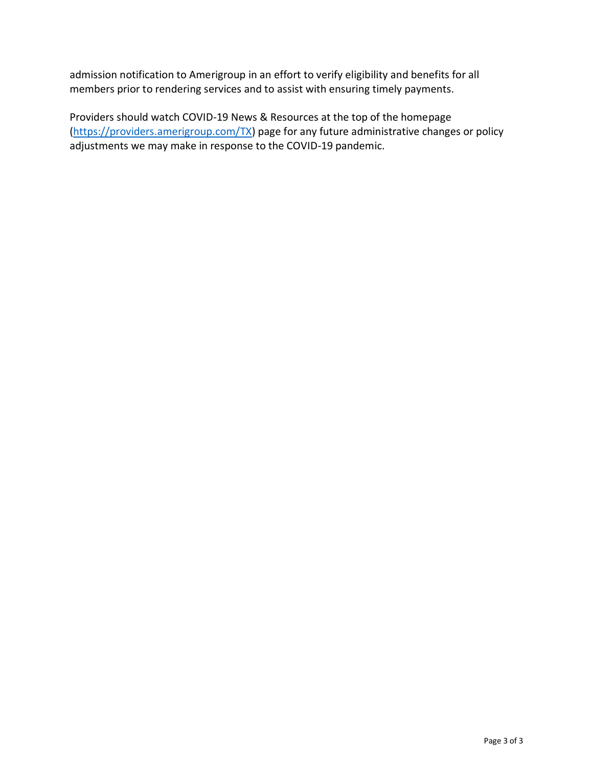admission notification to Amerigroup in an effort to verify eligibility and benefits for all members prior to rendering services and to assist with ensuring timely payments.

Providers should watch COVID-19 News & Resources at the top of the homepage (https://providers.amerigroup.com/TX) page for any future administrative changes or policy adjustments we may make in response to the COVID-19 pandemic.